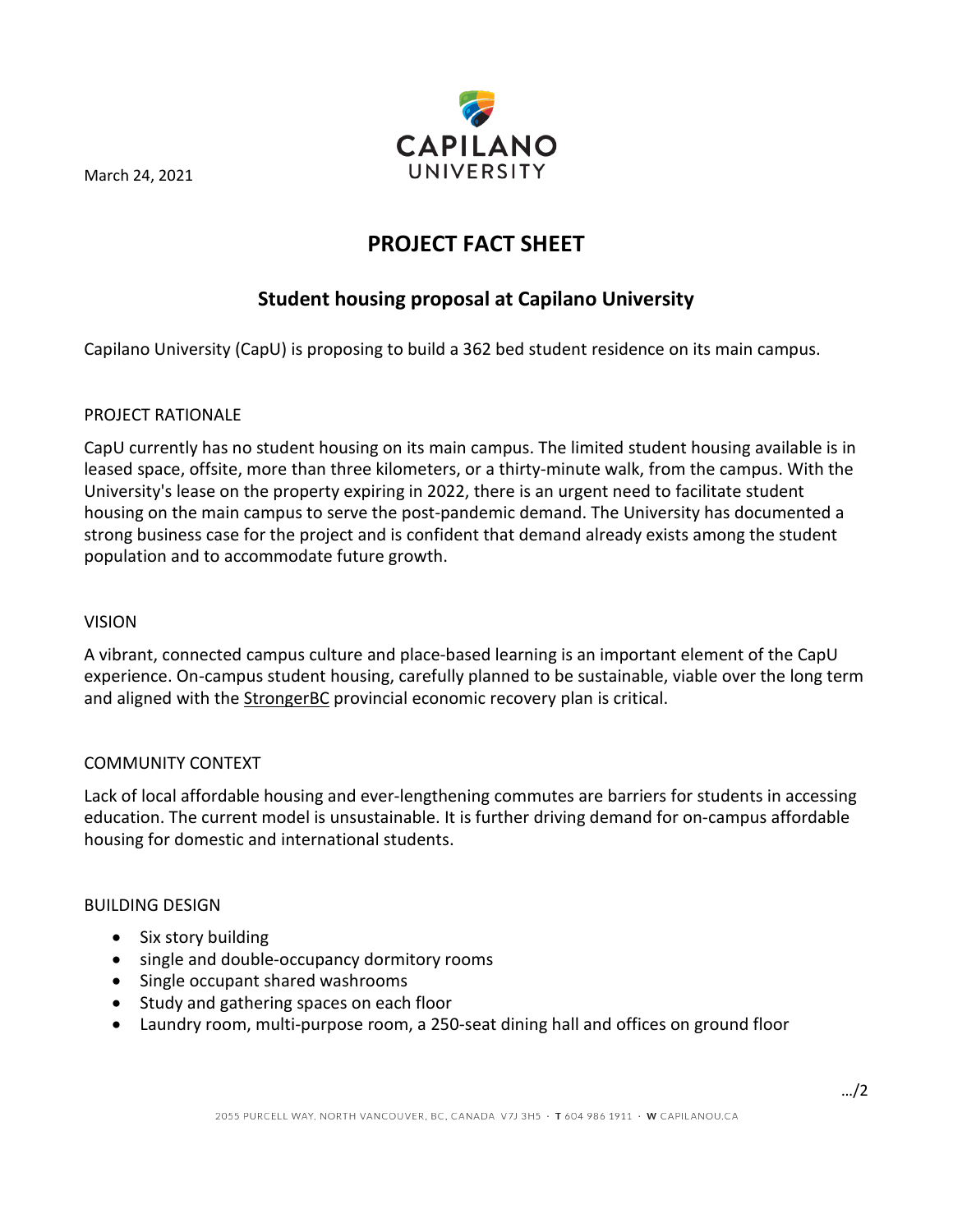March 24, 2021

CAPILANO UNIVERSITY

# PROJECT FACT SHEET

## Student housing proposal at Capilano University

Capilano University (CapU) is proposing to build a 362 bed student residence on its main campus.

### PROJECT RATIONALE

CapU currently has no student housing on its main campus. The limited student housing available is in leased space, offsite, more than three kilometers, or a thirty-minute walk, from the campus. With the University's lease on the property expiring in 2022, there is an urgent need to facilitate student housing on the main campus to serve the post-pandemic demand. The University has documented a strong business case for the project and is confident that demand already exists among the student population and to accommodate future growth.

### VISION

A vibrant, connected campus culture and place-based learning is an important element of the CapU experience. On-campus student housing, carefully planned to be sustainable, viable over the long term and aligned with the StrongerBC provincial economic recovery plan is critical.

### COMMUNITY CONTEXT

Lack of local affordable housing and ever-lengthening commutes are barriers for students in accessing education. The current model is unsustainable. It is further driving demand for on-campus affordable housing for domestic and international students.

### BUILDING DESIGN

- Six story building
- single and double-occupancy dormitory rooms
- Single occupant shared washrooms
- Study and gathering spaces on each floor
- Laundry room, multi-purpose room, a 250-seat dining hall and offices on ground floor

…/2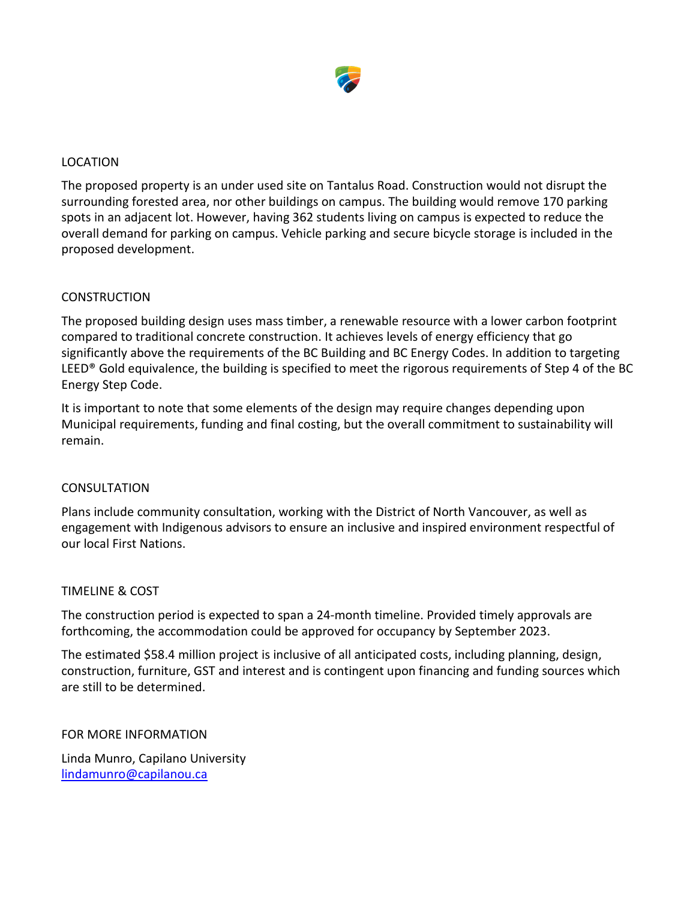## LOCATION

The proposed property is an under used site on Tantalus Road. Construction would not disrupt the surrounding forested area, nor other buildings on campus. The building would remove 170 parking spots in an adjacent lot. However, having 362 students living on campus is expected to reduce the overall demand for parking on campus. Vehicle parking and secure bicycle storage is included in the proposed development.

## CONSTRUCTION

The proposed building design uses mass timber, a renewable resource with a lower carbon footprint compared to traditional concrete construction. It achieves levels of energy efficiency that go significantly above the requirements of the BC Building and BC Energy Codes. In addition to targeting LEED® Gold equivalence, the building is specified to meet the rigorous requirements of Step 4 of the BC Energy Step Code.

It is important to note that some elements of the design may require changes depending upon Municipal requirements, funding and final costing, but the overall commitment to sustainability will remain.

## CONSULTATION

Plans include community consultation, working with the District of North Vancouver, as well as engagement with Indigenous advisors to ensure an inclusive and inspired environment respectful of our local First Nations.

## TIMELINE & COST

The construction period is expected to span a 24-month timeline. Provided timely approvals are forthcoming, the accommodation could be approved for occupancy by September 2023.

The estimated $58.4 million project is inclusive of all anticipated costs, including planning, design, construction, furniture, GST and interest and is contingent upon financing and funding sources which are still to be determined.

## FOR MORE INFORMATION

Linda Munro, Capilano University
[lindamunro@capilanou.ca](mailto:lindamunro@capilanou.ca)